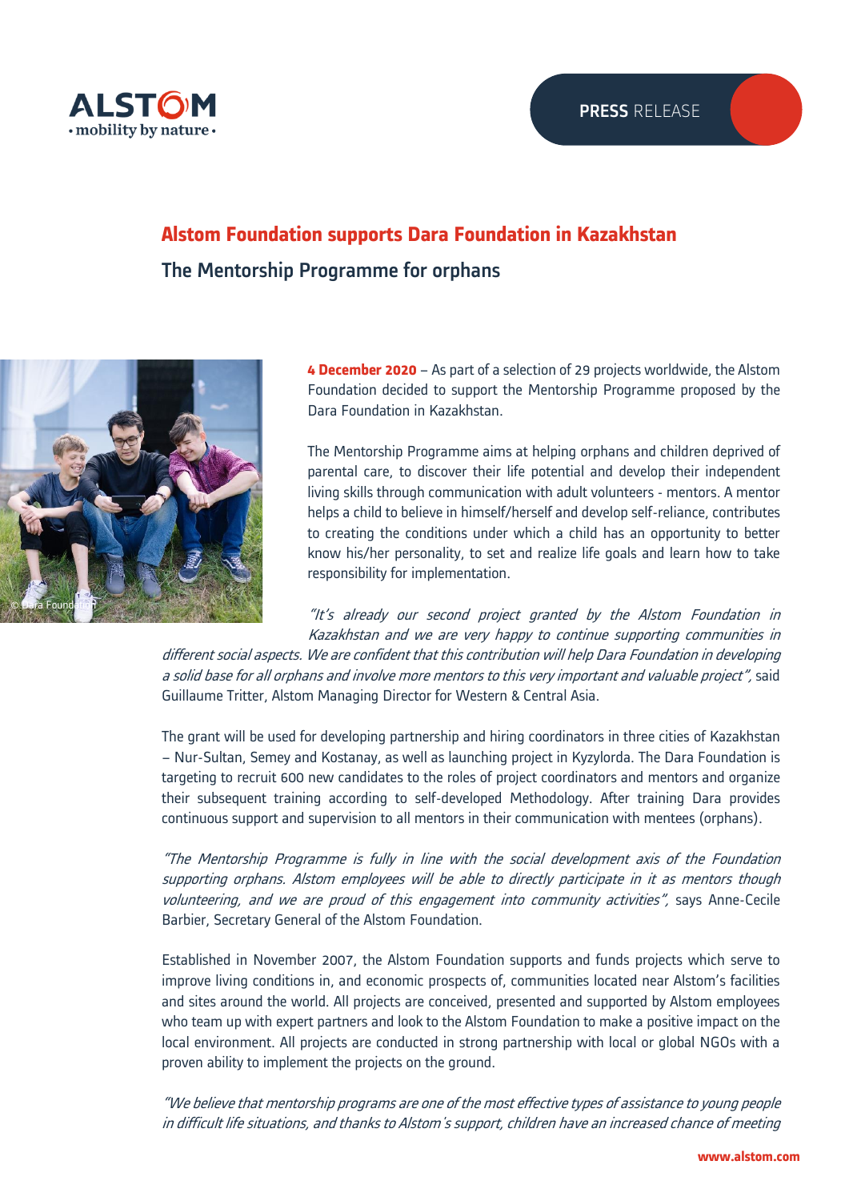PRESS RELEASE

# Alstom Foundation supports Dara Foundation in Kazakhstan

## The Mentorship Programme for orphans

© Dara Foundation

**4 December 2020** – As part of a selection of 29 projects worldwide, the Alstom Foundation decided to support the Mentorship Programme proposed by the Dara Foundation in Kazakhstan.

The Mentorship Programme aims at helping orphans and children deprived of parental care, to discover their life potential and develop their independent living skills through communication with adult volunteers - mentors. A mentor helps a child to believe in himself/herself and develop self-reliance, contributes to creating the conditions under which a child has an opportunity to better know his/her personality, to set and realize life goals and learn how to take responsibility for implementation.

*"It's already our second project granted by the Alstom Foundation in Kazakhstan and we are very happy to continue supporting communities in different social aspects. We are confident that this contribution will help Dara Foundation in developing a solid base for all orphans and involve more mentors to this very important and valuable project"*, said Guillaume Tritter, Alstom Managing Director for Western & Central Asia.

The grant will be used for developing partnership and hiring coordinators in three cities of Kazakhstan – Nur-Sultan, Semey and Kostanay, as well as launching project in Kyzylorda. The Dara Foundation is targeting to recruit 600 new candidates to the roles of project coordinators and mentors and organize their subsequent training according to self-developed Methodology. After training Dara provides continuous support and supervision to all mentors in their communication with mentees (orphans).

*"The Mentorship Programme is fully in line with the social development axis of the Foundation supporting orphans. Alstom employees will be able to directly participate in it as mentors though volunteering, and we are proud of this engagement into community activities"*, says Anne-Cecile Barbier, Secretary General of the Alstom Foundation.

Established in November 2007, the Alstom Foundation supports and funds projects which serve to improve living conditions in, and economic prospects of, communities located near Alstom's facilities and sites around the world. All projects are conceived, presented and supported by Alstom employees who team up with expert partners and look to the Alstom Foundation to make a positive impact on the local environment. All projects are conducted in strong partnership with local or global NGOs with a proven ability to implement the projects on the ground.

*"We believe that mentorship programs are one of the most effective types of assistance to young people in difficult life situations, and thanks to Alstom's support, children have an increased chance of meeting*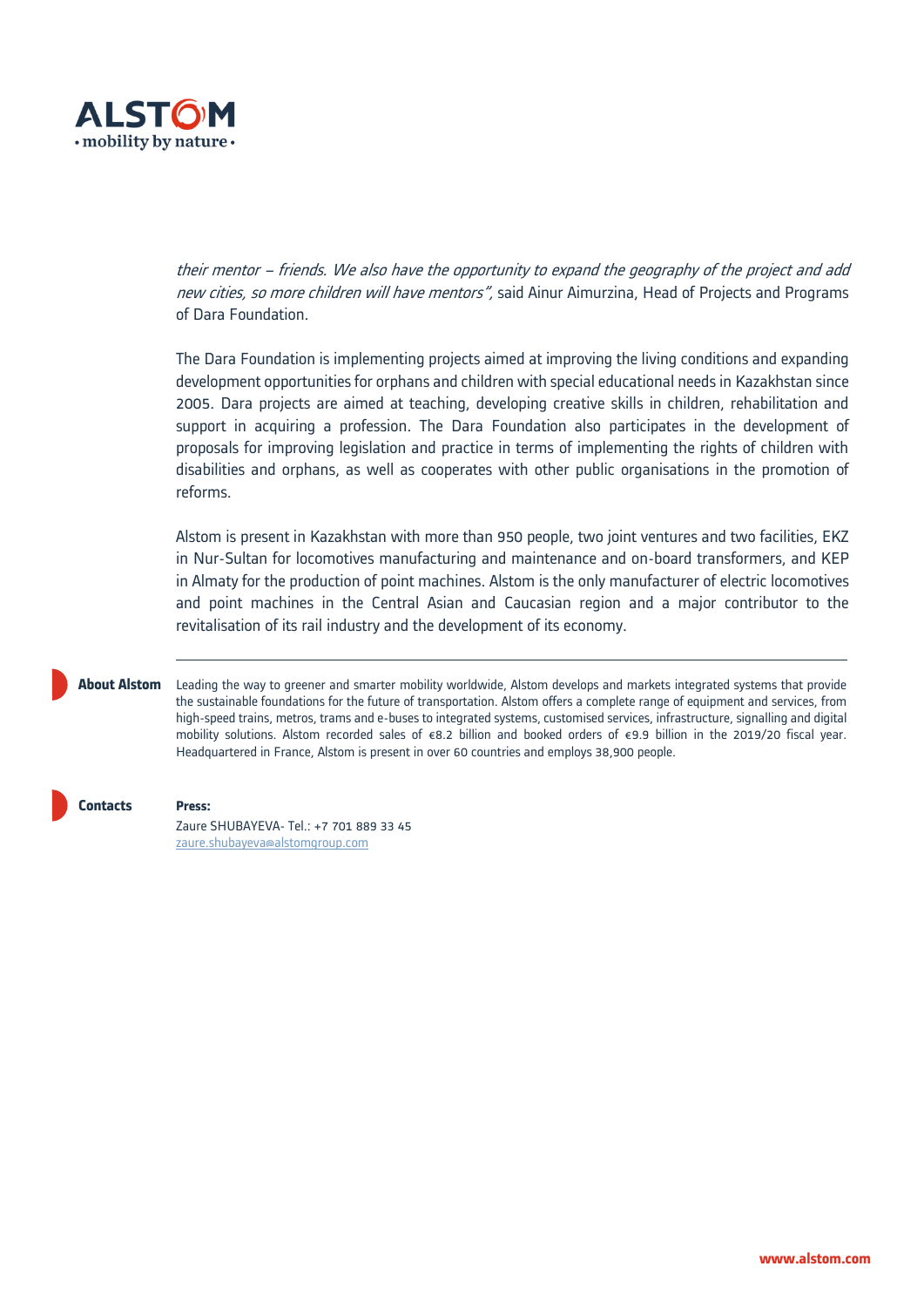*their mentor – friends. We also have the opportunity to expand the geography of the project and add new cities, so more children will have mentors",* said Ainur Aimurzina, Head of Projects and Programs of Dara Foundation.

The Dara Foundation is implementing projects aimed at improving the living conditions and expanding development opportunities for orphans and children with special educational needs in Kazakhstan since 2005. Dara projects are aimed at teaching, developing creative skills in children, rehabilitation and support in acquiring a profession. The Dara Foundation also participates in the development of proposals for improving legislation and practice in terms of implementing the rights of children with disabilities and orphans, as well as cooperates with other public organisations in the promotion of reforms.

Alstom is present in Kazakhstan with more than 950 people, two joint ventures and two facilities, EKZ in Nur-Sultan for locomotives manufacturing and maintenance and on-board transformers, and KEP in Almaty for the production of point machines. Alstom is the only manufacturer of electric locomotives and point machines in the Central Asian and Caucasian region and a major contributor to the revitalisation of its rail industry and the development of its economy.

---

**About Alstom**

Leading the way to greener and smarter mobility worldwide, Alstom develops and markets integrated systems that provide the sustainable foundations for the future of transportation. Alstom offers a complete range of equipment and services, from high-speed trains, metros, trams and e-buses to integrated systems, customised services, infrastructure, signalling and digital mobility solutions. Alstom recorded sales of €8.2 billion and booked orders of €9.9 billion in the 2019/20 fiscal year. Headquartered in France, Alstom is present in over 60 countries and employs 38,900 people.

**Contacts**

**Press:**

Zaure SHUBAYEVA- Tel.: +7 701 889 33 45
zaure.shubayeva@alstomgroup.com